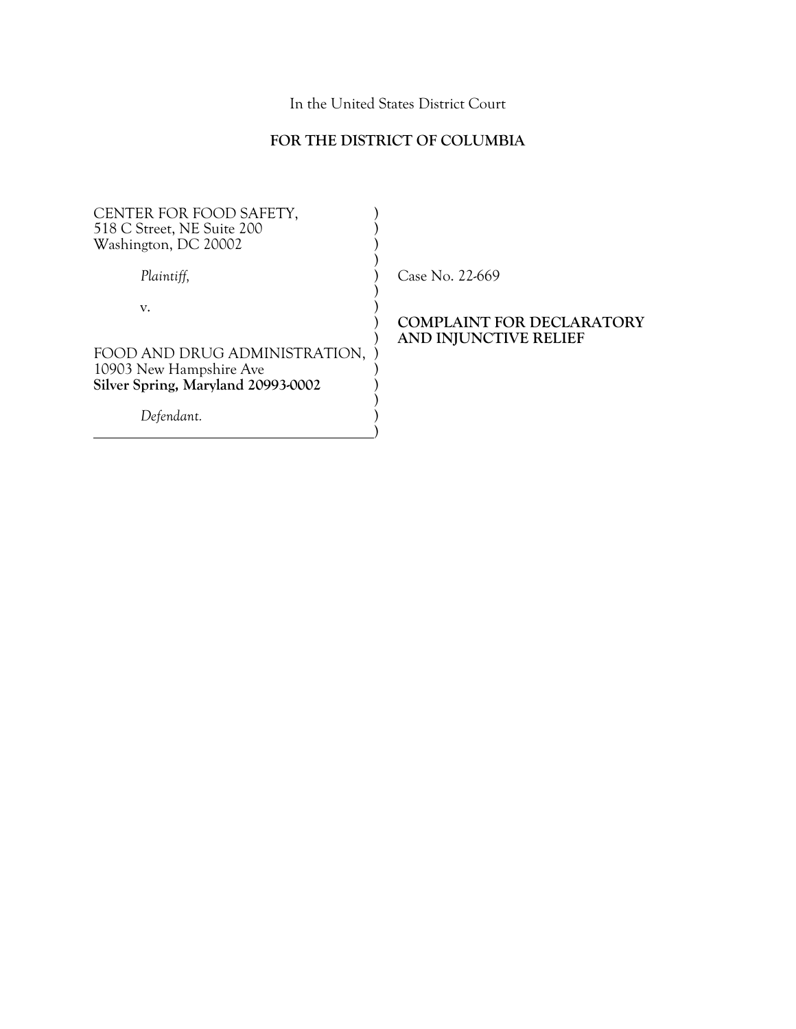In the United States District Court

**FOR THE DISTRICT OF COLUMBIA**

| | |
|---|---|
| CENTER FOR FOOD SAFETY,<br>518 C Street, NE Suite 200<br>Washington, DC 20002 | |
| *Plaintiff,* | Case No. 22-669 |
| v. | **COMPLAINT FOR DECLARATORY AND INJUNCTIVE RELIEF** |
| FOOD AND DRUG ADMINISTRATION,<br>10903 New Hampshire Ave<br>**Silver Spring, Maryland 20993-0002** | |
| *Defendant.* | |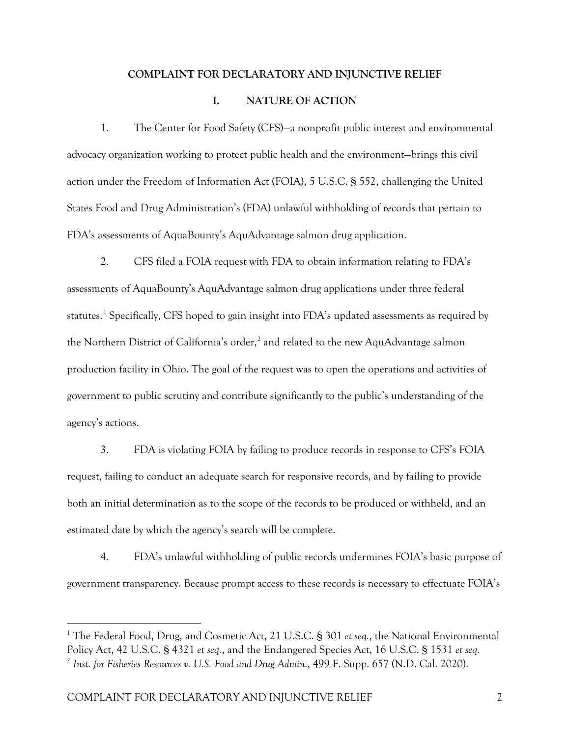# COMPLAINT FOR DECLARATORY AND INJUNCTIVE RELIEF

## I. NATURE OF ACTION

1. The Center for Food Safety (CFS)—a nonprofit public interest and environmental advocacy organization working to protect public health and the environment—brings this civil action under the Freedom of Information Act (FOIA), 5 U.S.C. § 552, challenging the United States Food and Drug Administration's (FDA) unlawful withholding of records that pertain to FDA's assessments of AquaBounty's AquAdvantage salmon drug application.

2. CFS filed a FOIA request with FDA to obtain information relating to FDA's assessments of AquaBounty's AquAdvantage salmon drug applications under three federal statutes.[1] Specifically, CFS hoped to gain insight into FDA's updated assessments as required by the Northern District of California's order,[2] and related to the new AquAdvantage salmon production facility in Ohio. The goal of the request was to open the operations and activities of government to public scrutiny and contribute significantly to the public's understanding of the agency's actions.

3. FDA is violating FOIA by failing to produce records in response to CFS's FOIA request, failing to conduct an adequate search for responsive records, and by failing to provide both an initial determination as to the scope of the records to be produced or withheld, and an estimated date by which the agency's search will be complete.

4. FDA's unlawful withholding of public records undermines FOIA's basic purpose of government transparency. Because prompt access to these records is necessary to effectuate FOIA's

---

[1] The Federal Food, Drug, and Cosmetic Act, 21 U.S.C. § 301 *et seq.*, the National Environmental Policy Act, 42 U.S.C. § 4321 *et seq.*, and the Endangered Species Act, 16 U.S.C. § 1531 *et seq.*

[2] *Inst. for Fisheries Resources v. U.S. Food and Drug Admin.*, 499 F. Supp. 657 (N.D. Cal. 2020).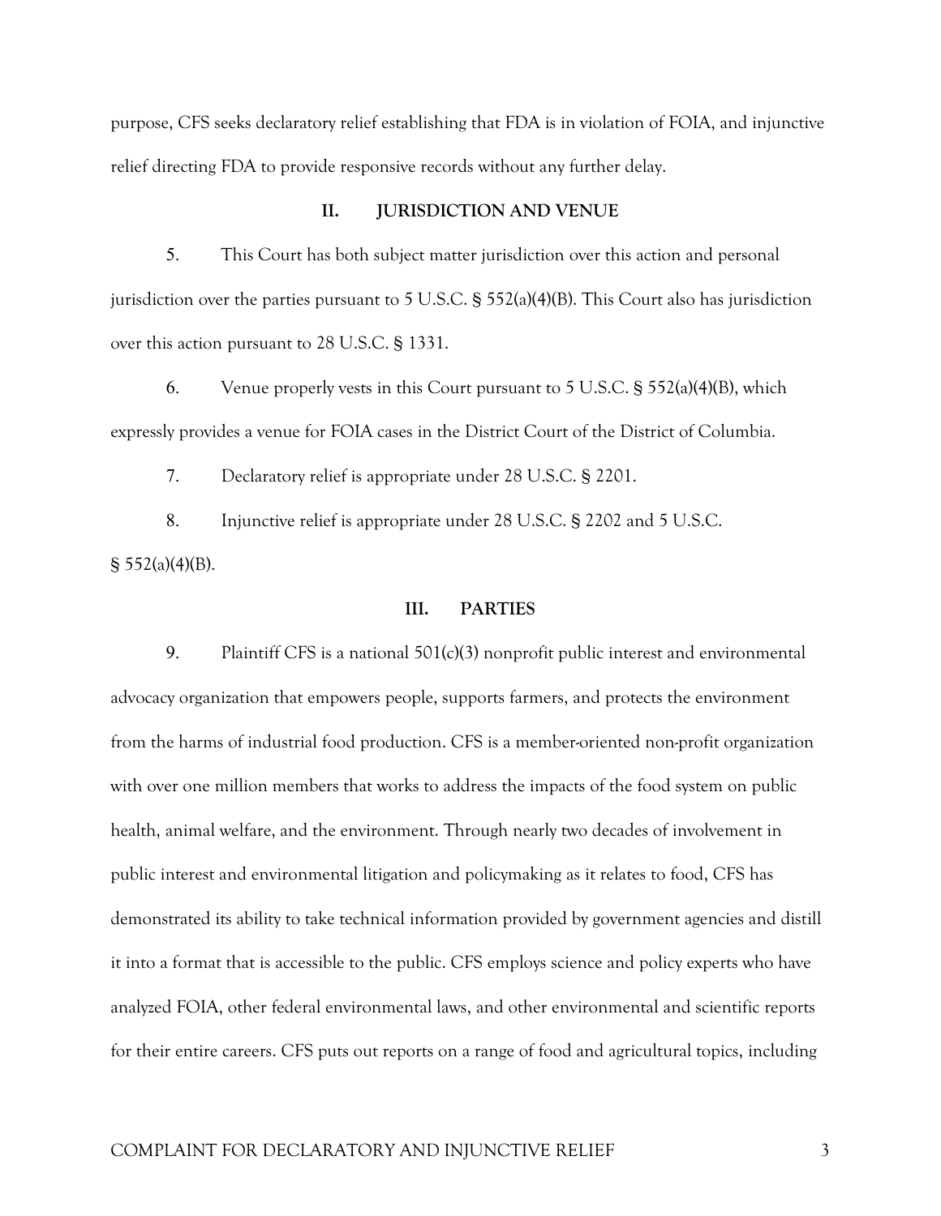purpose, CFS seeks declaratory relief establishing that FDA is in violation of FOIA, and injunctive relief directing FDA to provide responsive records without any further delay.

## II. JURISDICTION AND VENUE

5. This Court has both subject matter jurisdiction over this action and personal jurisdiction over the parties pursuant to 5 U.S.C. § 552(a)(4)(B). This Court also has jurisdiction over this action pursuant to 28 U.S.C. § 1331.

6. Venue properly vests in this Court pursuant to 5 U.S.C. § 552(a)(4)(B), which expressly provides a venue for FOIA cases in the District Court of the District of Columbia.

7. Declaratory relief is appropriate under 28 U.S.C. § 2201.

8. Injunctive relief is appropriate under 28 U.S.C. § 2202 and 5 U.S.C. § 552(a)(4)(B).

## III. PARTIES

9. Plaintiff CFS is a national 501(c)(3) nonprofit public interest and environmental advocacy organization that empowers people, supports farmers, and protects the environment from the harms of industrial food production. CFS is a member-oriented non-profit organization with over one million members that works to address the impacts of the food system on public health, animal welfare, and the environment. Through nearly two decades of involvement in public interest and environmental litigation and policymaking as it relates to food, CFS has demonstrated its ability to take technical information provided by government agencies and distill it into a format that is accessible to the public. CFS employs science and policy experts who have analyzed FOIA, other federal environmental laws, and other environmental and scientific reports for their entire careers. CFS puts out reports on a range of food and agricultural topics, including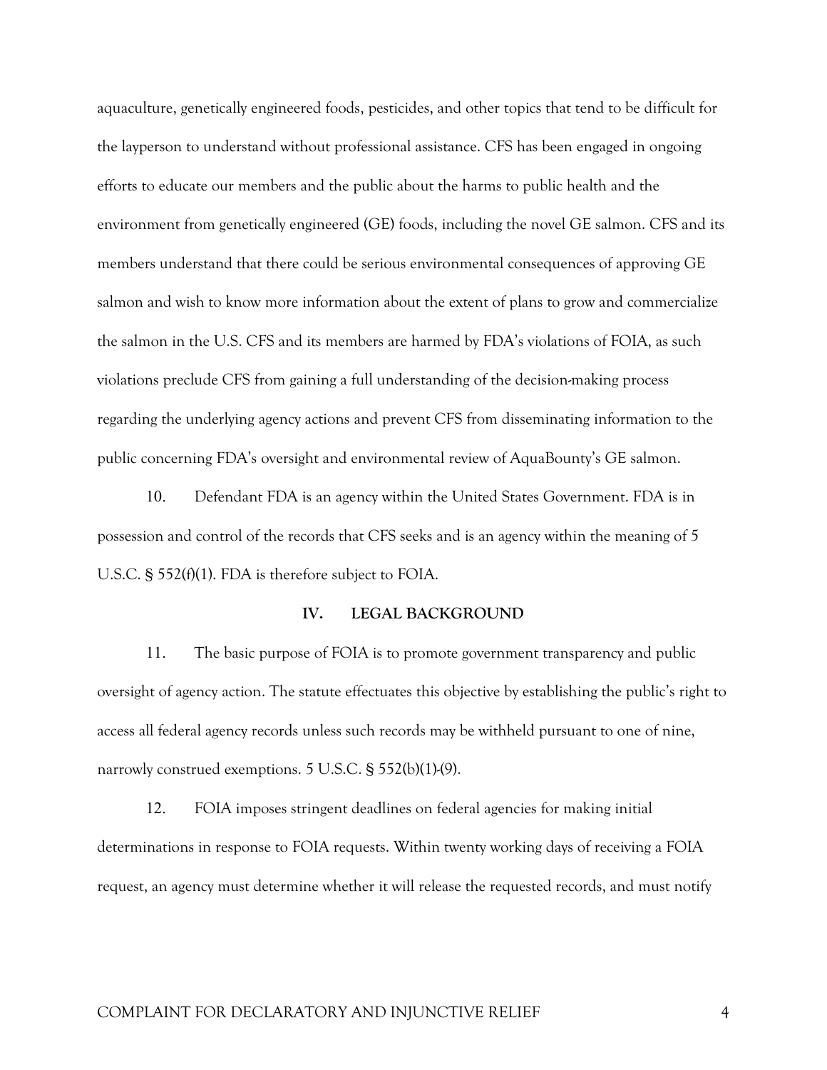aquaculture, genetically engineered foods, pesticides, and other topics that tend to be difficult for the layperson to understand without professional assistance. CFS has been engaged in ongoing efforts to educate our members and the public about the harms to public health and the environment from genetically engineered (GE) foods, including the novel GE salmon. CFS and its members understand that there could be serious environmental consequences of approving GE salmon and wish to know more information about the extent of plans to grow and commercialize the salmon in the U.S. CFS and its members are harmed by FDA's violations of FOIA, as such violations preclude CFS from gaining a full understanding of the decision-making process regarding the underlying agency actions and prevent CFS from disseminating information to the public concerning FDA's oversight and environmental review of AquaBounty's GE salmon.

10. Defendant FDA is an agency within the United States Government. FDA is in possession and control of the records that CFS seeks and is an agency within the meaning of 5 U.S.C. § 552(f)(1). FDA is therefore subject to FOIA.

## IV. LEGAL BACKGROUND

11. The basic purpose of FOIA is to promote government transparency and public oversight of agency action. The statute effectuates this objective by establishing the public's right to access all federal agency records unless such records may be withheld pursuant to one of nine, narrowly construed exemptions. 5 U.S.C. § 552(b)(1)-(9).

12. FOIA imposes stringent deadlines on federal agencies for making initial determinations in response to FOIA requests. Within twenty working days of receiving a FOIA request, an agency must determine whether it will release the requested records, and must notify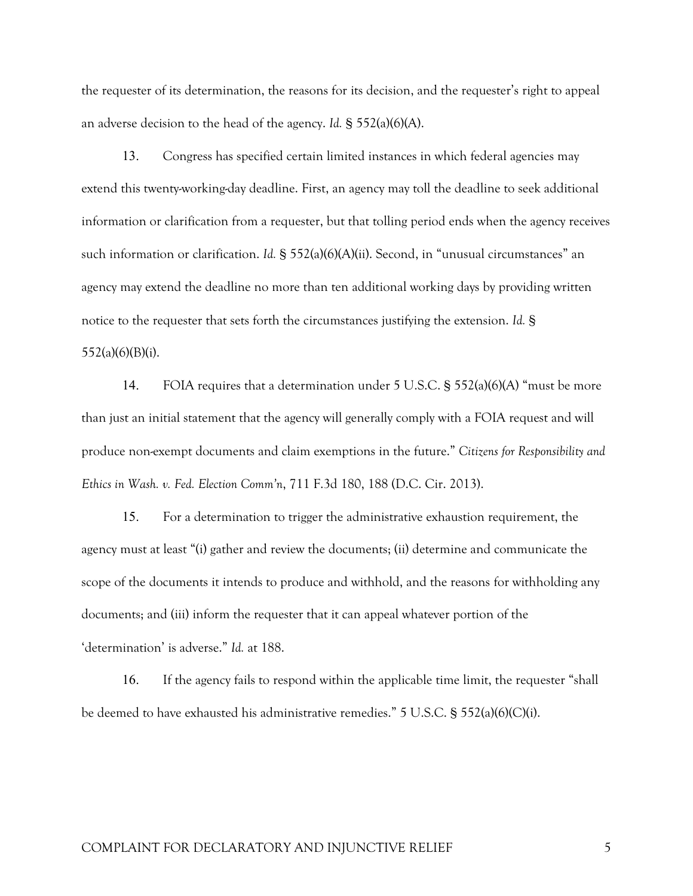the requester of its determination, the reasons for its decision, and the requester's right to appeal an adverse decision to the head of the agency. *Id.* § 552(a)(6)(A).

13. Congress has specified certain limited instances in which federal agencies may extend this twenty-working-day deadline. First, an agency may toll the deadline to seek additional information or clarification from a requester, but that tolling period ends when the agency receives such information or clarification. *Id.* § 552(a)(6)(A)(ii). Second, in "unusual circumstances" an agency may extend the deadline no more than ten additional working days by providing written notice to the requester that sets forth the circumstances justifying the extension. *Id.* § 552(a)(6)(B)(i).

14. FOIA requires that a determination under 5 U.S.C. § 552(a)(6)(A) "must be more than just an initial statement that the agency will generally comply with a FOIA request and will produce non-exempt documents and claim exemptions in the future." *Citizens for Responsibility and Ethics in Wash. v. Fed. Election Comm'n*, 711 F.3d 180, 188 (D.C. Cir. 2013).

15. For a determination to trigger the administrative exhaustion requirement, the agency must at least "(i) gather and review the documents; (ii) determine and communicate the scope of the documents it intends to produce and withhold, and the reasons for withholding any documents; and (iii) inform the requester that it can appeal whatever portion of the 'determination' is adverse." *Id.* at 188.

16. If the agency fails to respond within the applicable time limit, the requester "shall be deemed to have exhausted his administrative remedies." 5 U.S.C. § 552(a)(6)(C)(i).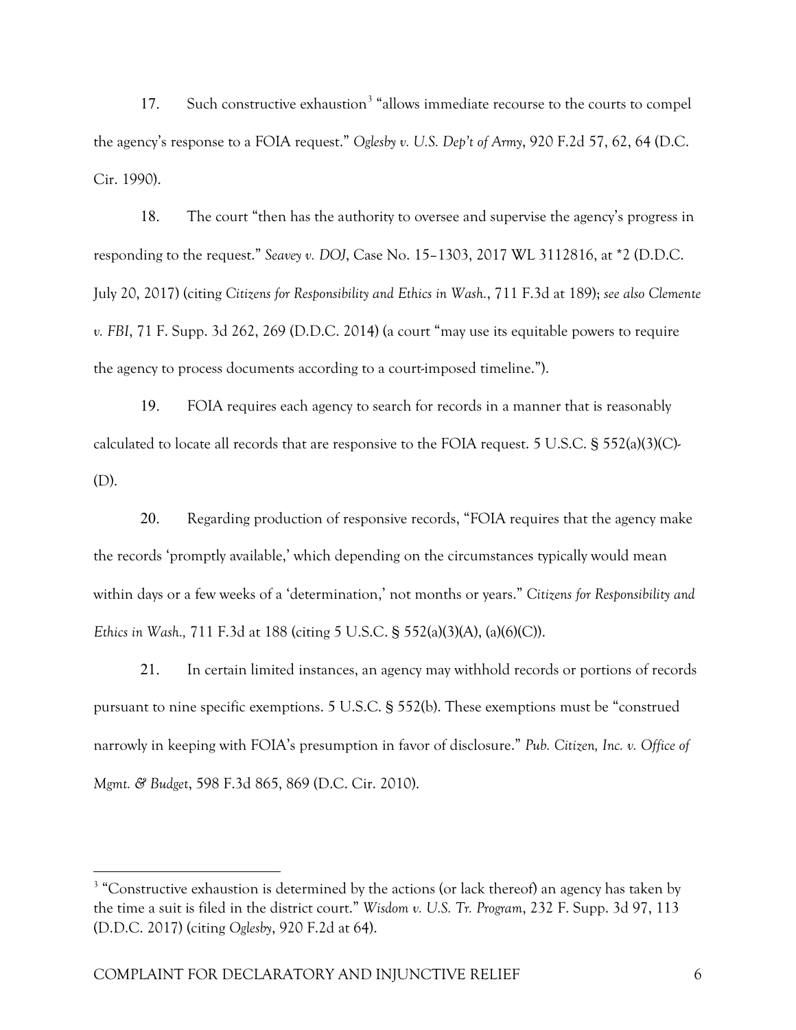17. Such constructive exhaustion[3] "allows immediate recourse to the courts to compel the agency's response to a FOIA request." *Oglesby v. U.S. Dep't of Army*, 920 F.2d 57, 62, 64 (D.C. Cir. 1990).

18. The court "then has the authority to oversee and supervise the agency's progress in responding to the request." *Seavey v. DOJ*, Case No. 15–1303, 2017 WL 3112816, at *2 (D.D.C. July 20, 2017) (citing *Citizens for Responsibility and Ethics in Wash.*, 711 F.3d at 189); *see also Clemente v. FBI*, 71 F. Supp. 3d 262, 269 (D.D.C. 2014) (a court "may use its equitable powers to require the agency to process documents according to a court-imposed timeline.").

19. FOIA requires each agency to search for records in a manner that is reasonably calculated to locate all records that are responsive to the FOIA request. 5 U.S.C. § 552(a)(3)(C)-(D).

20. Regarding production of responsive records, "FOIA requires that the agency make the records 'promptly available,' which depending on the circumstances typically would mean within days or a few weeks of a 'determination,' not months or years." *Citizens for Responsibility and Ethics in Wash.,* 711 F.3d at 188 (citing 5 U.S.C. § 552(a)(3)(A), (a)(6)(C)).

21. In certain limited instances, an agency may withhold records or portions of records pursuant to nine specific exemptions. 5 U.S.C. § 552(b). These exemptions must be "construed narrowly in keeping with FOIA's presumption in favor of disclosure." *Pub. Citizen, Inc. v. Office of Mgmt. & Budget*, 598 F.3d 865, 869 (D.C. Cir. 2010).

---

[3] "Constructive exhaustion is determined by the actions (or lack thereof) an agency has taken by the time a suit is filed in the district court." *Wisdom v. U.S. Tr. Program*, 232 F. Supp. 3d 97, 113 (D.D.C. 2017) (citing *Oglesby*, 920 F.2d at 64).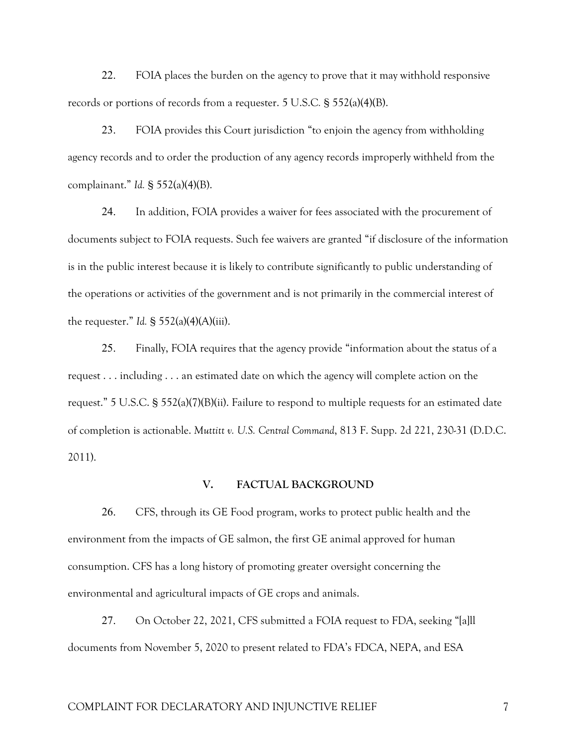22. FOIA places the burden on the agency to prove that it may withhold responsive records or portions of records from a requester. 5 U.S.C. § 552(a)(4)(B).

23. FOIA provides this Court jurisdiction "to enjoin the agency from withholding agency records and to order the production of any agency records improperly withheld from the complainant." *Id.* § 552(a)(4)(B).

24. In addition, FOIA provides a waiver for fees associated with the procurement of documents subject to FOIA requests. Such fee waivers are granted "if disclosure of the information is in the public interest because it is likely to contribute significantly to public understanding of the operations or activities of the government and is not primarily in the commercial interest of the requester." *Id.* § 552(a)(4)(A)(iii).

25. Finally, FOIA requires that the agency provide "information about the status of a request . . . including . . . an estimated date on which the agency will complete action on the request." 5 U.S.C. § 552(a)(7)(B)(ii). Failure to respond to multiple requests for an estimated date of completion is actionable. *Muttitt v. U.S. Central Command*, 813 F. Supp. 2d 221, 230-31 (D.D.C. 2011).

## V. FACTUAL BACKGROUND

26. CFS, through its GE Food program, works to protect public health and the environment from the impacts of GE salmon, the first GE animal approved for human consumption. CFS has a long history of promoting greater oversight concerning the environmental and agricultural impacts of GE crops and animals.

27. On October 22, 2021, CFS submitted a FOIA request to FDA, seeking "[a]ll documents from November 5, 2020 to present related to FDA's FDCA, NEPA, and ESA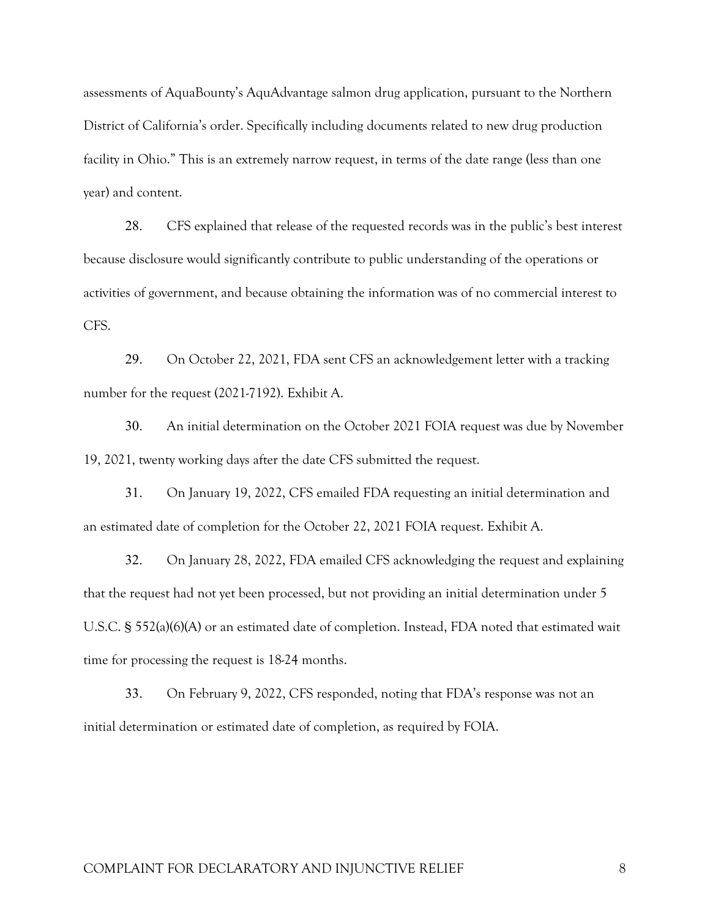assessments of AquaBounty's AquAdvantage salmon drug application, pursuant to the Northern District of California's order. Specifically including documents related to new drug production facility in Ohio." This is an extremely narrow request, in terms of the date range (less than one year) and content.

28. CFS explained that release of the requested records was in the public's best interest because disclosure would significantly contribute to public understanding of the operations or activities of government, and because obtaining the information was of no commercial interest to CFS.

29. On October 22, 2021, FDA sent CFS an acknowledgement letter with a tracking number for the request (2021-7192). Exhibit A.

30. An initial determination on the October 2021 FOIA request was due by November 19, 2021, twenty working days after the date CFS submitted the request.

31. On January 19, 2022, CFS emailed FDA requesting an initial determination and an estimated date of completion for the October 22, 2021 FOIA request. Exhibit A.

32. On January 28, 2022, FDA emailed CFS acknowledging the request and explaining that the request had not yet been processed, but not providing an initial determination under 5 U.S.C. § 552(a)(6)(A) or an estimated date of completion. Instead, FDA noted that estimated wait time for processing the request is 18-24 months.

33. On February 9, 2022, CFS responded, noting that FDA's response was not an initial determination or estimated date of completion, as required by FOIA.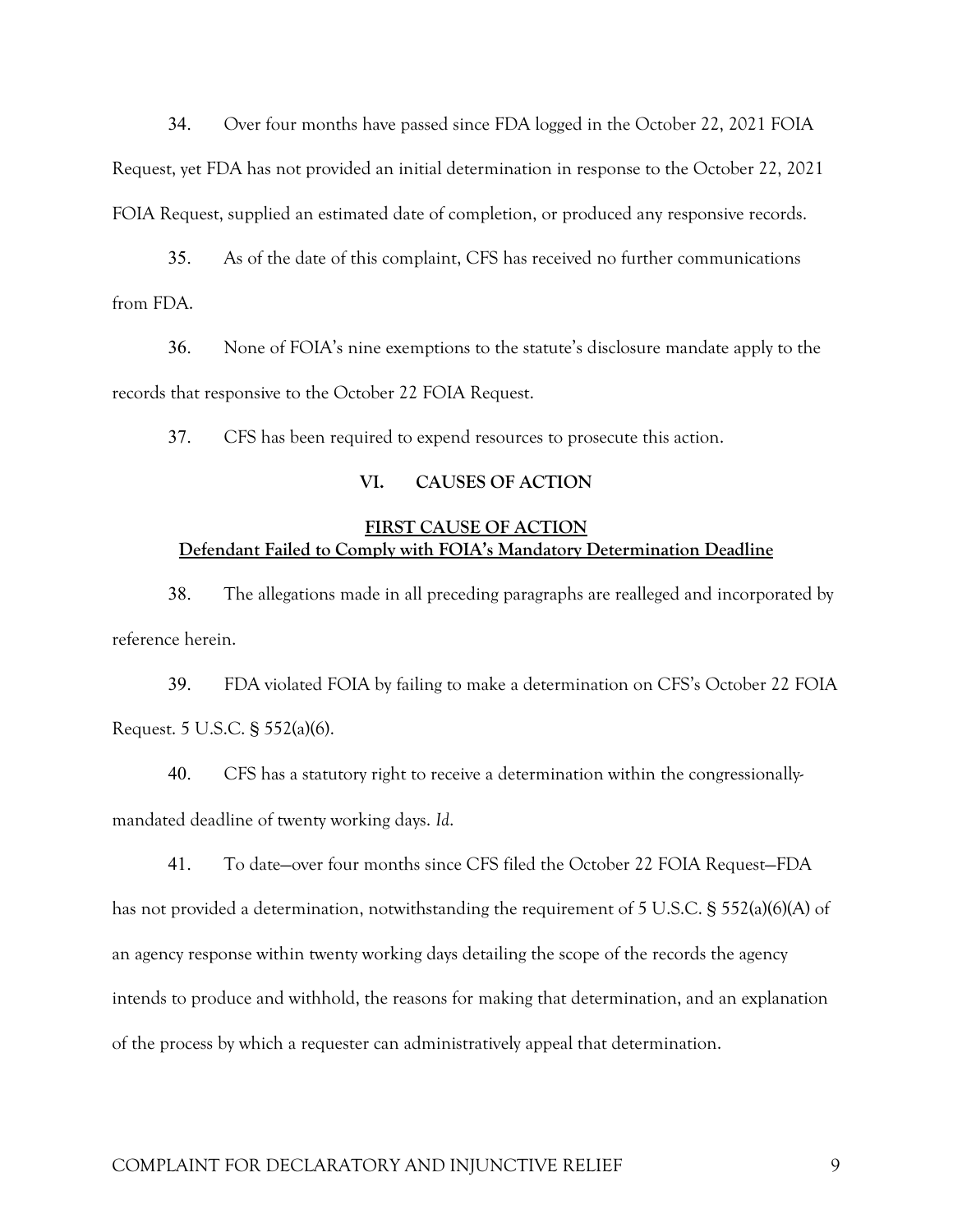34. Over four months have passed since FDA logged in the October 22, 2021 FOIA Request, yet FDA has not provided an initial determination in response to the October 22, 2021 FOIA Request, supplied an estimated date of completion, or produced any responsive records.

35. As of the date of this complaint, CFS has received no further communications from FDA.

36. None of FOIA's nine exemptions to the statute's disclosure mandate apply to the records that responsive to the October 22 FOIA Request.

37. CFS has been required to expend resources to prosecute this action.

## VI. CAUSES OF ACTION

### FIRST CAUSE OF ACTION
### Defendant Failed to Comply with FOIA's Mandatory Determination Deadline

38. The allegations made in all preceding paragraphs are realleged and incorporated by reference herein.

39. FDA violated FOIA by failing to make a determination on CFS's October 22 FOIA Request. 5 U.S.C. § 552(a)(6).

40. CFS has a statutory right to receive a determination within the congressionally-mandated deadline of twenty working days. *Id*.

41. To date—over four months since CFS filed the October 22 FOIA Request—FDA has not provided a determination, notwithstanding the requirement of 5 U.S.C. § 552(a)(6)(A) of an agency response within twenty working days detailing the scope of the records the agency intends to produce and withhold, the reasons for making that determination, and an explanation of the process by which a requester can administratively appeal that determination.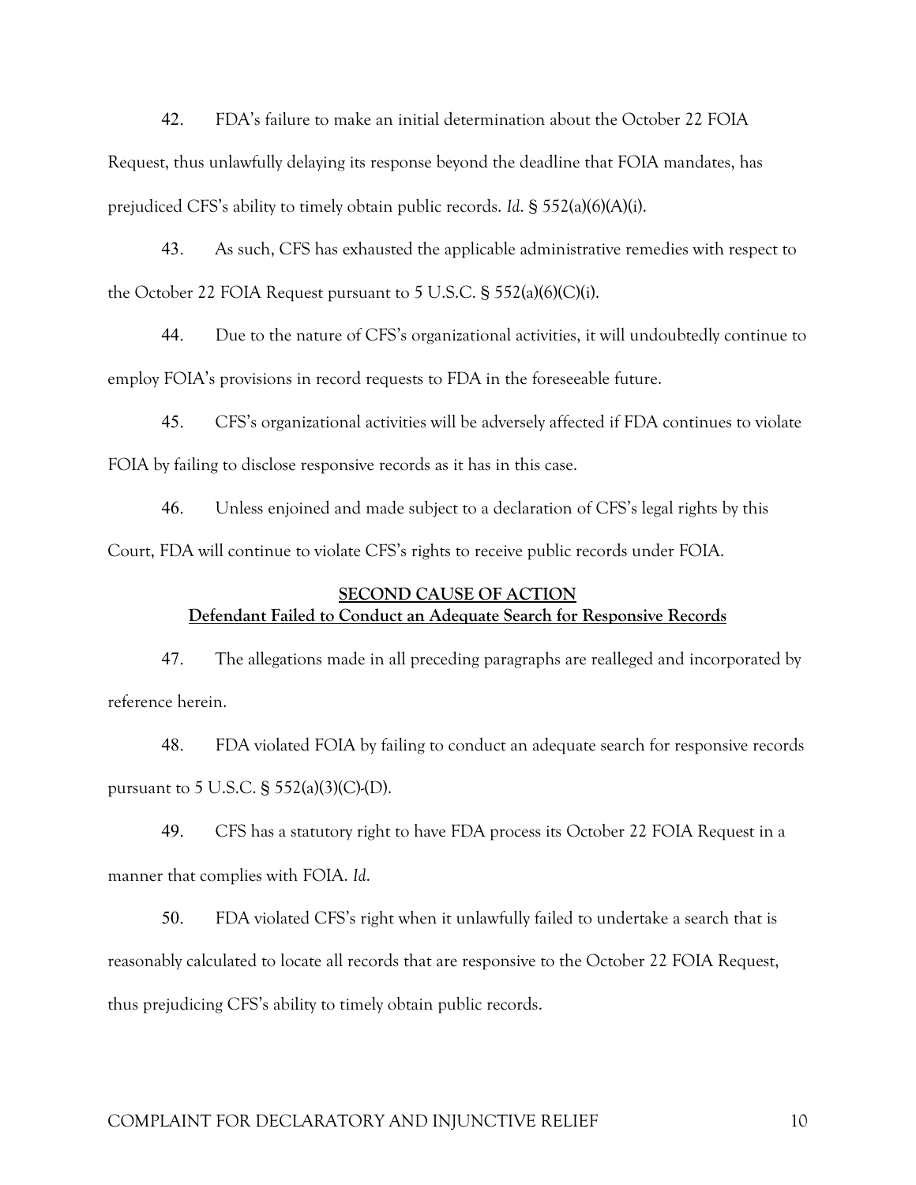42. FDA's failure to make an initial determination about the October 22 FOIA Request, thus unlawfully delaying its response beyond the deadline that FOIA mandates, has prejudiced CFS's ability to timely obtain public records. *Id*. § 552(a)(6)(A)(i).

43. As such, CFS has exhausted the applicable administrative remedies with respect to the October 22 FOIA Request pursuant to 5 U.S.C. § 552(a)(6)(C)(i).

44. Due to the nature of CFS's organizational activities, it will undoubtedly continue to employ FOIA's provisions in record requests to FDA in the foreseeable future.

45. CFS's organizational activities will be adversely affected if FDA continues to violate FOIA by failing to disclose responsive records as it has in this case.

46. Unless enjoined and made subject to a declaration of CFS's legal rights by this Court, FDA will continue to violate CFS's rights to receive public records under FOIA.

## **SECOND CAUSE OF ACTION**
## **Defendant Failed to Conduct an Adequate Search for Responsive Records**

47. The allegations made in all preceding paragraphs are realleged and incorporated by reference herein.

48. FDA violated FOIA by failing to conduct an adequate search for responsive records pursuant to 5 U.S.C. § 552(a)(3)(C)-(D).

49. CFS has a statutory right to have FDA process its October 22 FOIA Request in a manner that complies with FOIA. *Id*.

50. FDA violated CFS's right when it unlawfully failed to undertake a search that is reasonably calculated to locate all records that are responsive to the October 22 FOIA Request, thus prejudicing CFS's ability to timely obtain public records.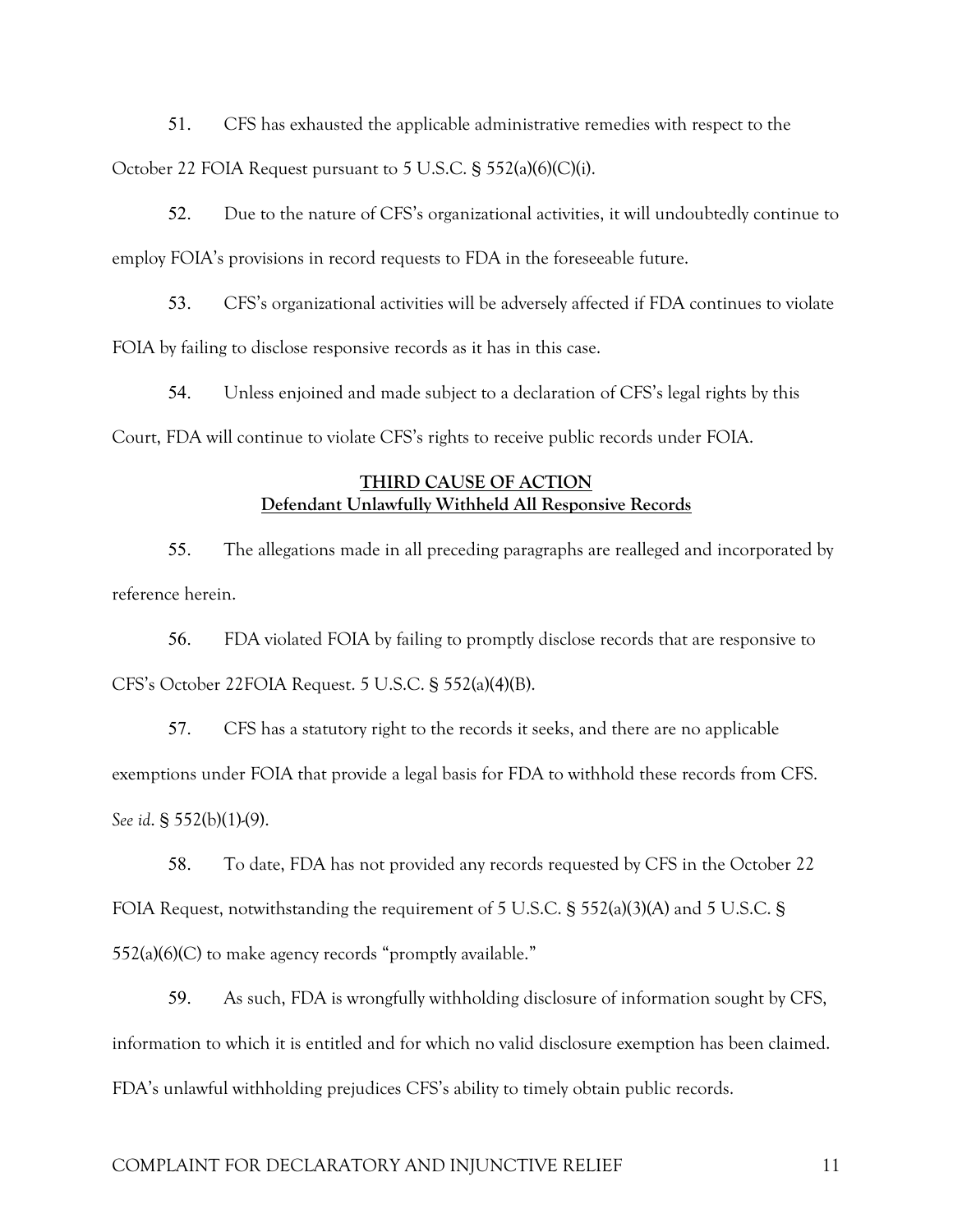51. CFS has exhausted the applicable administrative remedies with respect to the October 22 FOIA Request pursuant to 5 U.S.C. § 552(a)(6)(C)(i).

52. Due to the nature of CFS's organizational activities, it will undoubtedly continue to employ FOIA's provisions in record requests to FDA in the foreseeable future.

53. CFS's organizational activities will be adversely affected if FDA continues to violate FOIA by failing to disclose responsive records as it has in this case.

54. Unless enjoined and made subject to a declaration of CFS's legal rights by this Court, FDA will continue to violate CFS's rights to receive public records under FOIA.

**THIRD CAUSE OF ACTION**
**Defendant Unlawfully Withheld All Responsive Records**

55. The allegations made in all preceding paragraphs are realleged and incorporated by reference herein.

56. FDA violated FOIA by failing to promptly disclose records that are responsive to CFS's October 22FOIA Request. 5 U.S.C. § 552(a)(4)(B).

57. CFS has a statutory right to the records it seeks, and there are no applicable exemptions under FOIA that provide a legal basis for FDA to withhold these records from CFS. *See id*. § 552(b)(1)-(9).

58. To date, FDA has not provided any records requested by CFS in the October 22 FOIA Request, notwithstanding the requirement of 5 U.S.C. § 552(a)(3)(A) and 5 U.S.C. § 552(a)(6)(C) to make agency records "promptly available."

59. As such, FDA is wrongfully withholding disclosure of information sought by CFS, information to which it is entitled and for which no valid disclosure exemption has been claimed. FDA's unlawful withholding prejudices CFS's ability to timely obtain public records.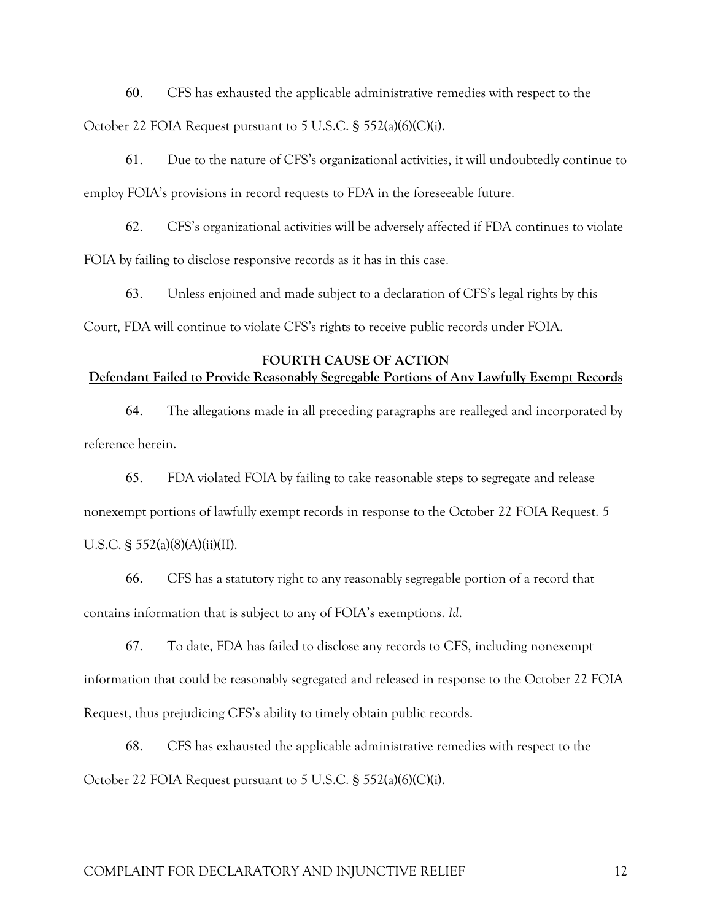60. CFS has exhausted the applicable administrative remedies with respect to the October 22 FOIA Request pursuant to 5 U.S.C. § 552(a)(6)(C)(i).

61. Due to the nature of CFS's organizational activities, it will undoubtedly continue to employ FOIA's provisions in record requests to FDA in the foreseeable future.

62. CFS's organizational activities will be adversely affected if FDA continues to violate FOIA by failing to disclose responsive records as it has in this case.

63. Unless enjoined and made subject to a declaration of CFS's legal rights by this Court, FDA will continue to violate CFS's rights to receive public records under FOIA.

**FOURTH CAUSE OF ACTION**

**Defendant Failed to Provide Reasonably Segregable Portions of Any Lawfully Exempt Records**

64. The allegations made in all preceding paragraphs are realleged and incorporated by reference herein.

65. FDA violated FOIA by failing to take reasonable steps to segregate and release nonexempt portions of lawfully exempt records in response to the October 22 FOIA Request. 5 U.S.C. § 552(a)(8)(A)(ii)(II).

66. CFS has a statutory right to any reasonably segregable portion of a record that contains information that is subject to any of FOIA's exemptions. *Id*.

67. To date, FDA has failed to disclose any records to CFS, including nonexempt information that could be reasonably segregated and released in response to the October 22 FOIA Request, thus prejudicing CFS's ability to timely obtain public records.

68. CFS has exhausted the applicable administrative remedies with respect to the October 22 FOIA Request pursuant to 5 U.S.C. § 552(a)(6)(C)(i).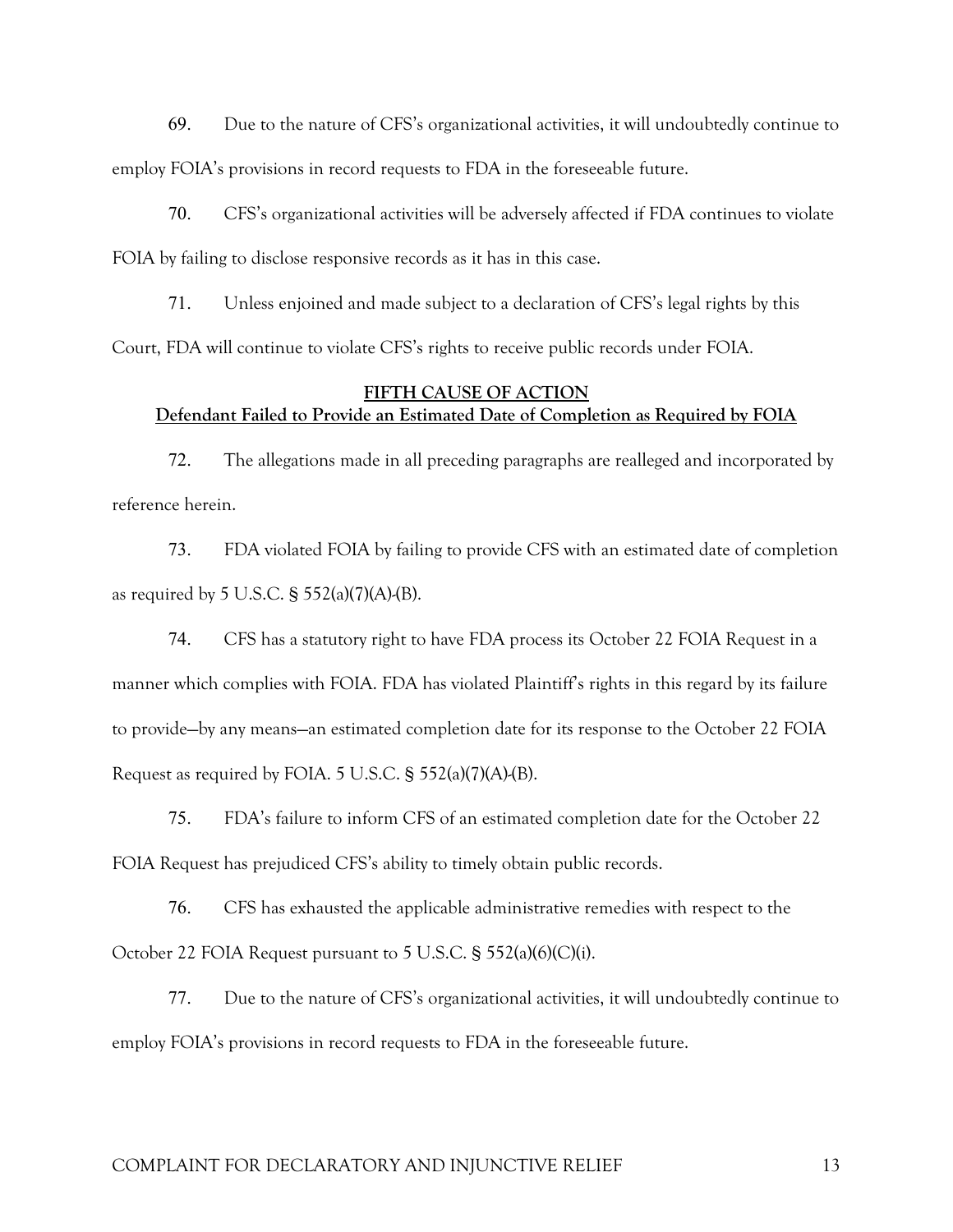69. Due to the nature of CFS's organizational activities, it will undoubtedly continue to employ FOIA's provisions in record requests to FDA in the foreseeable future.

70. CFS's organizational activities will be adversely affected if FDA continues to violate FOIA by failing to disclose responsive records as it has in this case.

71. Unless enjoined and made subject to a declaration of CFS's legal rights by this Court, FDA will continue to violate CFS's rights to receive public records under FOIA.

**FIFTH CAUSE OF ACTION**
**Defendant Failed to Provide an Estimated Date of Completion as Required by FOIA**

72. The allegations made in all preceding paragraphs are realleged and incorporated by reference herein.

73. FDA violated FOIA by failing to provide CFS with an estimated date of completion as required by 5 U.S.C. § 552(a)(7)(A)-(B).

74. CFS has a statutory right to have FDA process its October 22 FOIA Request in a manner which complies with FOIA. FDA has violated Plaintiff's rights in this regard by its failure to provide—by any means—an estimated completion date for its response to the October 22 FOIA Request as required by FOIA. 5 U.S.C. § 552(a)(7)(A)-(B).

75. FDA's failure to inform CFS of an estimated completion date for the October 22 FOIA Request has prejudiced CFS's ability to timely obtain public records.

76. CFS has exhausted the applicable administrative remedies with respect to the October 22 FOIA Request pursuant to 5 U.S.C. § 552(a)(6)(C)(i).

77. Due to the nature of CFS's organizational activities, it will undoubtedly continue to employ FOIA's provisions in record requests to FDA in the foreseeable future.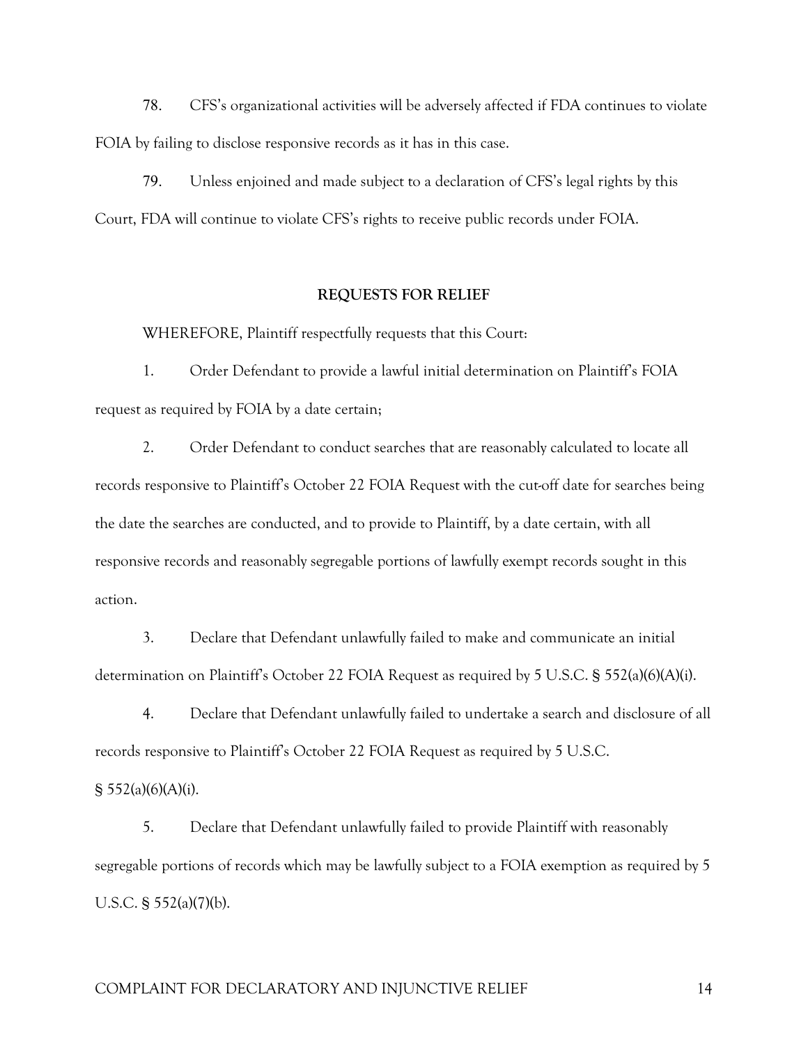78. CFS's organizational activities will be adversely affected if FDA continues to violate FOIA by failing to disclose responsive records as it has in this case.

79. Unless enjoined and made subject to a declaration of CFS's legal rights by this Court, FDA will continue to violate CFS's rights to receive public records under FOIA.

## REQUESTS FOR RELIEF

WHEREFORE, Plaintiff respectfully requests that this Court:

1. Order Defendant to provide a lawful initial determination on Plaintiff's FOIA request as required by FOIA by a date certain;

2. Order Defendant to conduct searches that are reasonably calculated to locate all records responsive to Plaintiff's October 22 FOIA Request with the cut-off date for searches being the date the searches are conducted, and to provide to Plaintiff, by a date certain, with all responsive records and reasonably segregable portions of lawfully exempt records sought in this action.

3. Declare that Defendant unlawfully failed to make and communicate an initial determination on Plaintiff's October 22 FOIA Request as required by 5 U.S.C. § 552(a)(6)(A)(i).

4. Declare that Defendant unlawfully failed to undertake a search and disclosure of all records responsive to Plaintiff's October 22 FOIA Request as required by 5 U.S.C. § 552(a)(6)(A)(i).

5. Declare that Defendant unlawfully failed to provide Plaintiff with reasonably segregable portions of records which may be lawfully subject to a FOIA exemption as required by 5 U.S.C. § 552(a)(7)(b).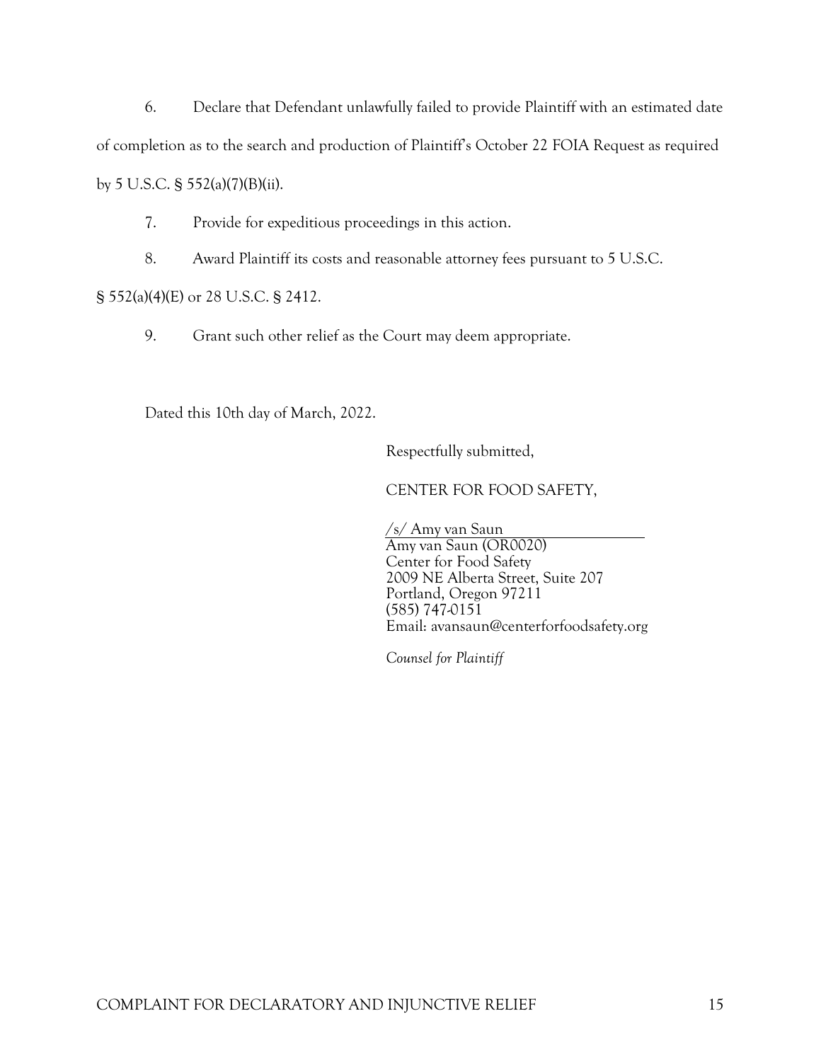6. Declare that Defendant unlawfully failed to provide Plaintiff with an estimated date of completion as to the search and production of Plaintiff's October 22 FOIA Request as required by 5 U.S.C. § 552(a)(7)(B)(ii).

7. Provide for expeditious proceedings in this action.

8. Award Plaintiff its costs and reasonable attorney fees pursuant to 5 U.S.C. § 552(a)(4)(E) or 28 U.S.C. § 2412.

9. Grant such other relief as the Court may deem appropriate.

Dated this 10th day of March, 2022.

Respectfully submitted,

CENTER FOR FOOD SAFETY,

/s/ Amy van Saun
Amy van Saun (OR0020)
Center for Food Safety
2009 NE Alberta Street, Suite 207
Portland, Oregon 97211
(585) 747-0151
Email: avansaun@centerforfoodsafety.org

*Counsel for Plaintiff*